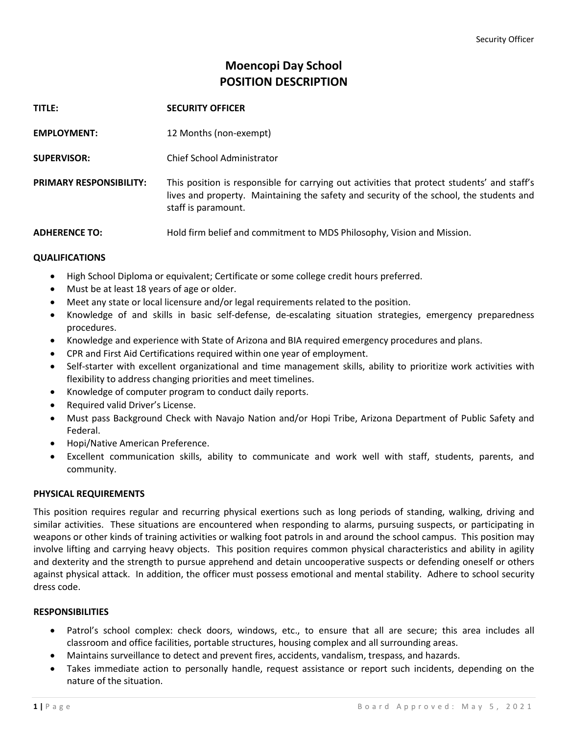# Moencopi Day School
# POSITION DESCRIPTION

**TITLE:** **SECURITY OFFICER**

**EMPLOYMENT:** 12 Months (non-exempt)

**SUPERVISOR:** Chief School Administrator

**PRIMARY RESPONSIBILITY:** This position is responsible for carrying out activities that protect students' and staff's lives and property. Maintaining the safety and security of the school, the students and staff is paramount.

**ADHERENCE TO:** Hold firm belief and commitment to MDS Philosophy, Vision and Mission.

## QUALIFICATIONS

- High School Diploma or equivalent; Certificate or some college credit hours preferred.
- Must be at least 18 years of age or older.
- Meet any state or local licensure and/or legal requirements related to the position.
- Knowledge of and skills in basic self-defense, de-escalating situation strategies, emergency preparedness procedures.
- Knowledge and experience with State of Arizona and BIA required emergency procedures and plans.
- CPR and First Aid Certifications required within one year of employment.
- Self-starter with excellent organizational and time management skills, ability to prioritize work activities with flexibility to address changing priorities and meet timelines.
- Knowledge of computer program to conduct daily reports.
- Required valid Driver's License.
- Must pass Background Check with Navajo Nation and/or Hopi Tribe, Arizona Department of Public Safety and Federal.
- Hopi/Native American Preference.
- Excellent communication skills, ability to communicate and work well with staff, students, parents, and community.

## PHYSICAL REQUIREMENTS

This position requires regular and recurring physical exertions such as long periods of standing, walking, driving and similar activities. These situations are encountered when responding to alarms, pursuing suspects, or participating in weapons or other kinds of training activities or walking foot patrols in and around the school campus. This position may involve lifting and carrying heavy objects. This position requires common physical characteristics and ability in agility and dexterity and the strength to pursue apprehend and detain uncooperative suspects or defending oneself or others against physical attack. In addition, the officer must possess emotional and mental stability. Adhere to school security dress code.

## RESPONSIBILITIES

- Patrol's school complex: check doors, windows, etc., to ensure that all are secure; this area includes all classroom and office facilities, portable structures, housing complex and all surrounding areas.
- Maintains surveillance to detect and prevent fires, accidents, vandalism, trespass, and hazards.
- Takes immediate action to personally handle, request assistance or report such incidents, depending on the nature of the situation.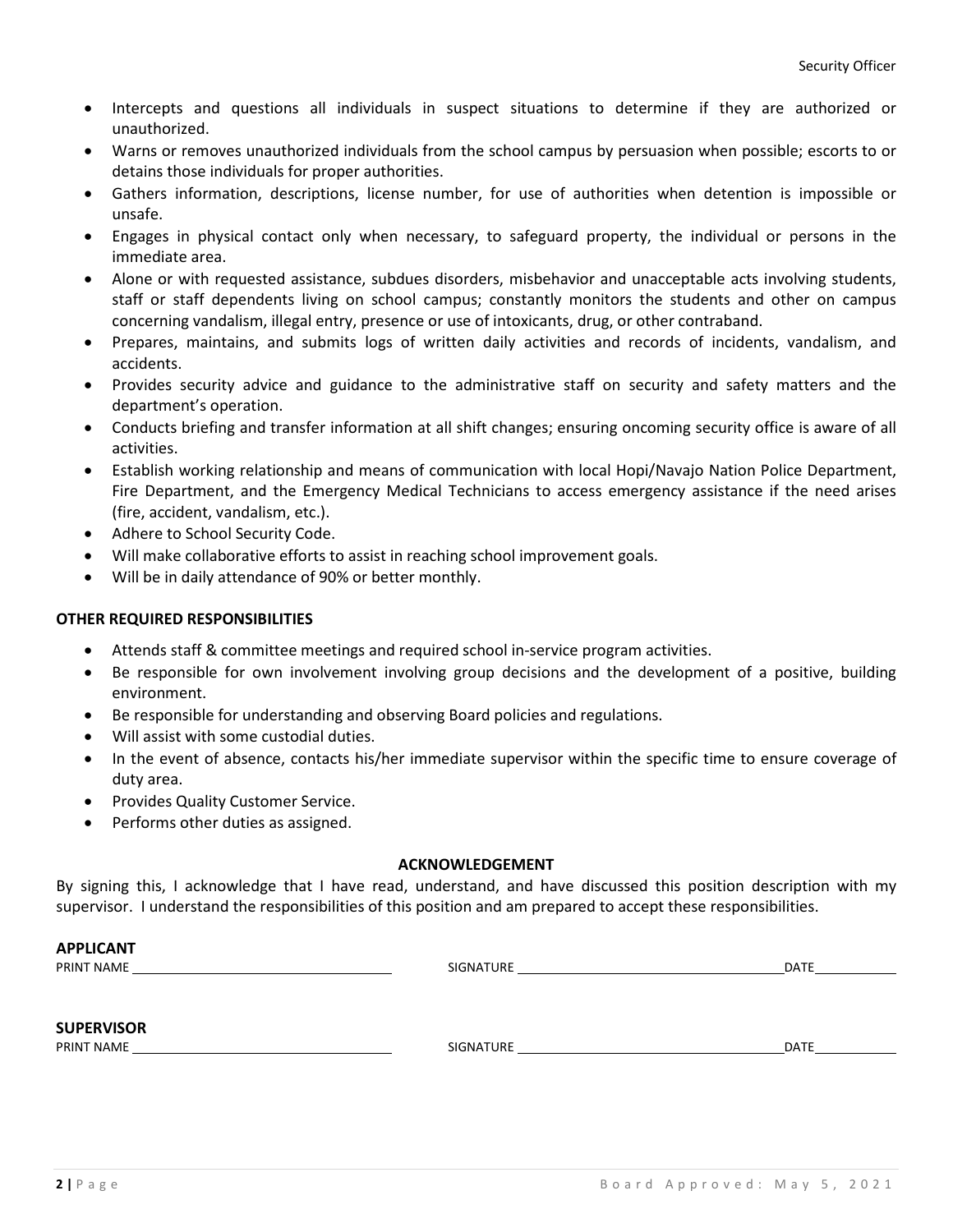- Intercepts and questions all individuals in suspect situations to determine if they are authorized or unauthorized.
- Warns or removes unauthorized individuals from the school campus by persuasion when possible; escorts to or detains those individuals for proper authorities.
- Gathers information, descriptions, license number, for use of authorities when detention is impossible or unsafe.
- Engages in physical contact only when necessary, to safeguard property, the individual or persons in the immediate area.
- Alone or with requested assistance, subdues disorders, misbehavior and unacceptable acts involving students, staff or staff dependents living on school campus; constantly monitors the students and other on campus concerning vandalism, illegal entry, presence or use of intoxicants, drug, or other contraband.
- Prepares, maintains, and submits logs of written daily activities and records of incidents, vandalism, and accidents.
- Provides security advice and guidance to the administrative staff on security and safety matters and the department's operation.
- Conducts briefing and transfer information at all shift changes; ensuring oncoming security office is aware of all activities.
- Establish working relationship and means of communication with local Hopi/Navajo Nation Police Department, Fire Department, and the Emergency Medical Technicians to access emergency assistance if the need arises (fire, accident, vandalism, etc.).
- Adhere to School Security Code.
- Will make collaborative efforts to assist in reaching school improvement goals.
- Will be in daily attendance of 90% or better monthly.

**OTHER REQUIRED RESPONSIBILITIES**

- Attends staff & committee meetings and required school in-service program activities.
- Be responsible for own involvement involving group decisions and the development of a positive, building environment.
- Be responsible for understanding and observing Board policies and regulations.
- Will assist with some custodial duties.
- In the event of absence, contacts his/her immediate supervisor within the specific time to ensure coverage of duty area.
- Provides Quality Customer Service.
- Performs other duties as assigned.

**ACKNOWLEDGEMENT**

By signing this, I acknowledge that I have read, understand, and have discussed this position description with my supervisor. I understand the responsibilities of this position and am prepared to accept these responsibilities.

**APPLICANT**

PRINT NAME ______________________ SIGNATURE ______________________ DATE __________

**SUPERVISOR**

PRINT NAME ______________________ SIGNATURE ______________________ DATE __________

Board Approved: May 5, 2021